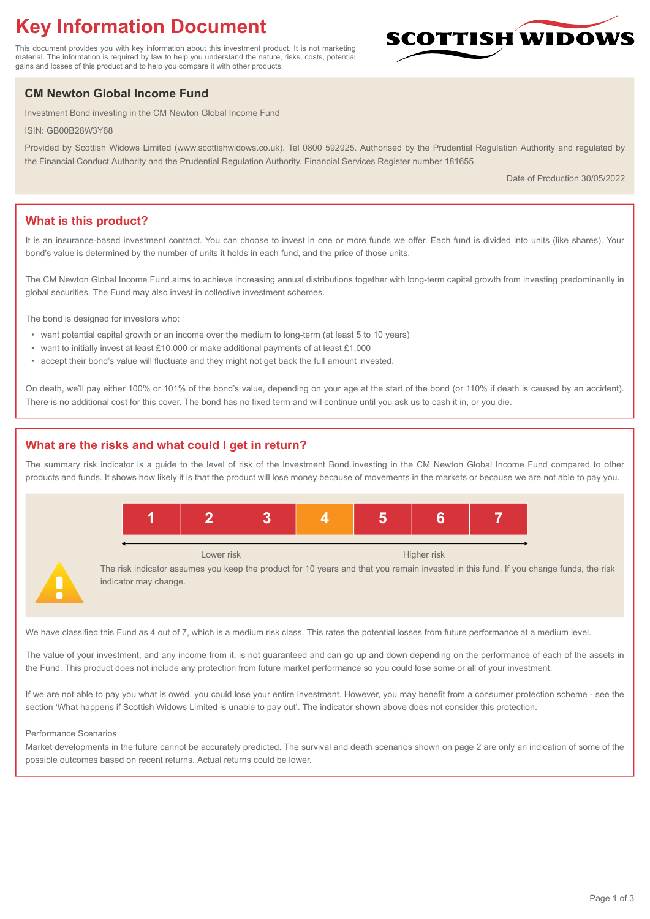# Key Information Document

This document provides you with key information about this investment product. It is not marketing material. The information is required by law to help you understand the nature, risks, costs, potential gains and losses of this product and to help you compare it with other products.

SCOTTISH WIDOWS

## CM Newton Global Income Fund

Investment Bond investing in the CM Newton Global Income Fund

ISIN: GB00B28W3Y68

Provided by Scottish Widows Limited (www.scottishwidows.co.uk). Tel 0800 592925. Authorised by the Prudential Regulation Authority and regulated by the Financial Conduct Authority and the Prudential Regulation Authority. Financial Services Register number 181655.

Date of Production 30/05/2022

## What is this product?

It is an insurance-based investment contract. You can choose to invest in one or more funds we offer. Each fund is divided into units (like shares). Your bond's value is determined by the number of units it holds in each fund, and the price of those units.

The CM Newton Global Income Fund aims to achieve increasing annual distributions together with long-term capital growth from investing predominantly in global securities. The Fund may also invest in collective investment schemes.

The bond is designed for investors who:

- want potential capital growth or an income over the medium to long-term (at least 5 to 10 years)
- want to initially invest at least £10,000 or make additional payments of at least £1,000
- accept their bond's value will fluctuate and they might not get back the full amount invested.

On death, we'll pay either 100% or 101% of the bond's value, depending on your age at the start of the bond (or 110% if death is caused by an accident). There is no additional cost for this cover. The bond has no fixed term and will continue until you ask us to cash it in, or you die.

## What are the risks and what could I get in return?

The summary risk indicator is a guide to the level of risk of the Investment Bond investing in the CM Newton Global Income Fund compared to other products and funds. It shows how likely it is that the product will lose money because of movements in the markets or because we are not able to pay you.

| 1 | 2 | 3 | **4** | 5 | 6 | 7 |
|---|---|---|---|---|---|---|

Lower risk ← → Higher risk

The risk indicator assumes you keep the product for 10 years and that you remain invested in this fund. If you change funds, the risk indicator may change.

We have classified this Fund as 4 out of 7, which is a medium risk class. This rates the potential losses from future performance at a medium level.

The value of your investment, and any income from it, is not guaranteed and can go up and down depending on the performance of each of the assets in the Fund. This product does not include any protection from future market performance so you could lose some or all of your investment.

If we are not able to pay you what is owed, you could lose your entire investment. However, you may benefit from a consumer protection scheme - see the section 'What happens if Scottish Widows Limited is unable to pay out'. The indicator shown above does not consider this protection.

Performance Scenarios

Market developments in the future cannot be accurately predicted. The survival and death scenarios shown on page 2 are only an indication of some of the possible outcomes based on recent returns. Actual returns could be lower.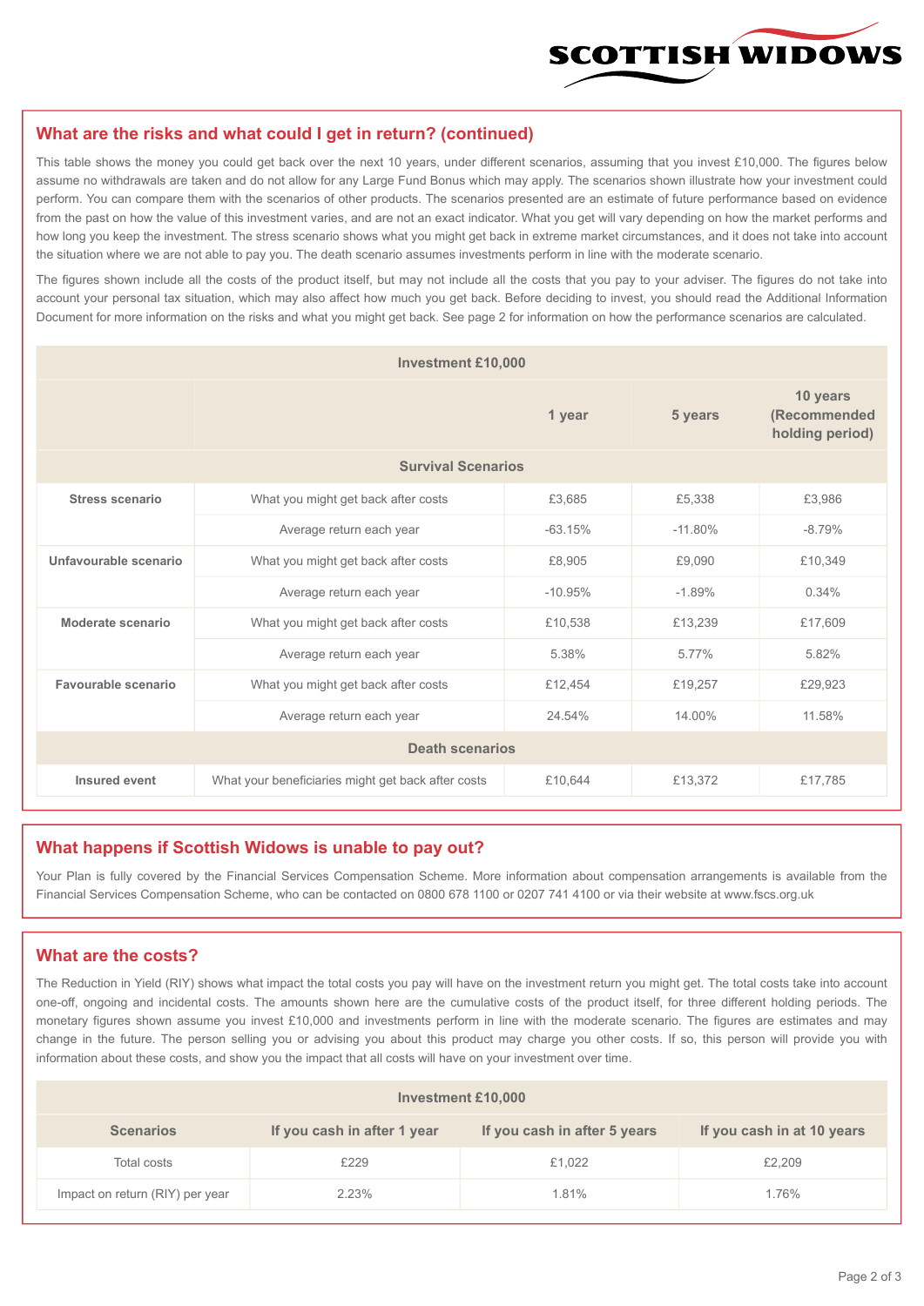## What are the risks and what could I get in return? (continued)

This table shows the money you could get back over the next 10 years, under different scenarios, assuming that you invest £10,000. The figures below assume no withdrawals are taken and do not allow for any Large Fund Bonus which may apply. The scenarios shown illustrate how your investment could perform. You can compare them with the scenarios of other products. The scenarios presented are an estimate of future performance based on evidence from the past on how the value of this investment varies, and are not an exact indicator. What you get will vary depending on how the market performs and how long you keep the investment. The stress scenario shows what you might get back in extreme market circumstances, and it does not take into account the situation where we are not able to pay you. The death scenario assumes investments perform in line with the moderate scenario.

The figures shown include all the costs of the product itself, but may not include all the costs that you pay to your adviser. The figures do not take into account your personal tax situation, which may also affect how much you get back. Before deciding to invest, you should read the Additional Information Document for more information on the risks and what you might get back. See page 2 for information on how the performance scenarios are calculated.

| Investment £10,000 | | | | |
|---|---|---|---|---|
| | | 1 year | 5 years | 10 years (Recommended holding period) |
| **Survival Scenarios** | | | | |
| **Stress scenario** | What you might get back after costs | £3,685 | £5,338 | £3,986 |
| | Average return each year | -63.15% | -11.80% | -8.79% |
| **Unfavourable scenario** | What you might get back after costs | £8,905 | £9,090 | £10,349 |
| | Average return each year | -10.95% | -1.89% | 0.34% |
| **Moderate scenario** | What you might get back after costs | £10,538 | £13,239 | £17,609 |
| | Average return each year | 5.38% | 5.77% | 5.82% |
| **Favourable scenario** | What you might get back after costs | £12,454 | £19,257 | £29,923 |
| | Average return each year | 24.54% | 14.00% | 11.58% |
| **Death scenarios** | | | | |
| **Insured event** | What your beneficiaries might get back after costs | £10,644 | £13,372 | £17,785 |

## What happens if Scottish Widows is unable to pay out?

Your Plan is fully covered by the Financial Services Compensation Scheme. More information about compensation arrangements is available from the Financial Services Compensation Scheme, who can be contacted on 0800 678 1100 or 0207 741 4100 or via their website at www.fscs.org.uk

## What are the costs?

The Reduction in Yield (RIY) shows what impact the total costs you pay will have on the investment return you might get. The total costs take into account one-off, ongoing and incidental costs. The amounts shown here are the cumulative costs of the product itself, for three different holding periods. The monetary figures shown assume you invest £10,000 and investments perform in line with the moderate scenario. The figures are estimates and may change in the future. The person selling you or advising you about this product may charge you other costs. If so, this person will provide you with information about these costs, and show you the impact that all costs will have on your investment over time.

| Investment £10,000 | | | |
|---|---|---|---|
| **Scenarios** | **If you cash in after 1 year** | **If you cash in after 5 years** | **If you cash in at 10 years** |
| Total costs | £229 | £1,022 | £2,209 |
| Impact on return (RIY) per year | 2.23% | 1.81% | 1.76% |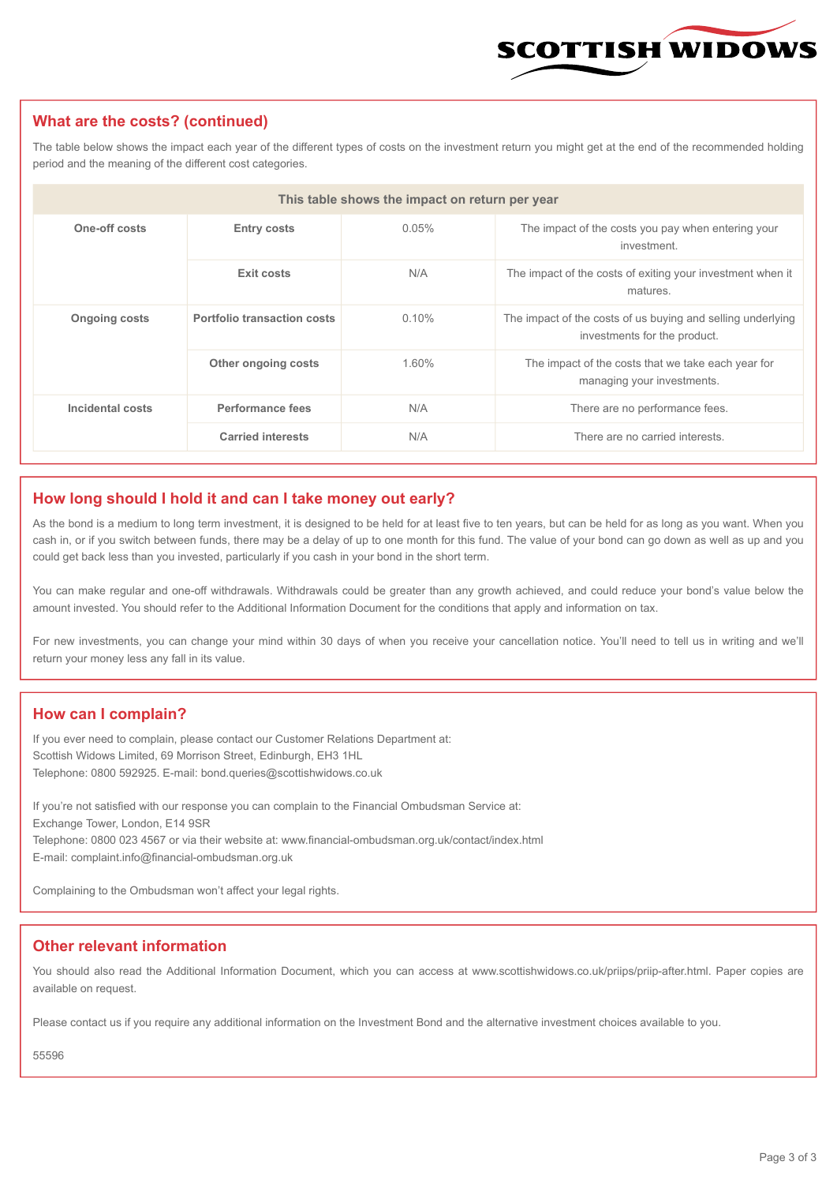## What are the costs? (continued)

The table below shows the impact each year of the different types of costs on the investment return you might get at the end of the recommended holding period and the meaning of the different cost categories.

| This table shows the impact on return per year | | | |
|---|---|---|---|
| **One-off costs** | **Entry costs** | 0.05% | The impact of the costs you pay when entering your investment. |
| | **Exit costs** | N/A | The impact of the costs of exiting your investment when it matures. |
| **Ongoing costs** | **Portfolio transaction costs** | 0.10% | The impact of the costs of us buying and selling underlying investments for the product. |
| | **Other ongoing costs** | 1.60% | The impact of the costs that we take each year for managing your investments. |
| **Incidental costs** | **Performance fees** | N/A | There are no performance fees. |
| | **Carried interests** | N/A | There are no carried interests. |

## How long should I hold it and can I take money out early?

As the bond is a medium to long term investment, it is designed to be held for at least five to ten years, but can be held for as long as you want. When you cash in, or if you switch between funds, there may be a delay of up to one month for this fund. The value of your bond can go down as well as up and you could get back less than you invested, particularly if you cash in your bond in the short term.

You can make regular and one-off withdrawals. Withdrawals could be greater than any growth achieved, and could reduce your bond's value below the amount invested. You should refer to the Additional Information Document for the conditions that apply and information on tax.

For new investments, you can change your mind within 30 days of when you receive your cancellation notice. You'll need to tell us in writing and we'll return your money less any fall in its value.

## How can I complain?

If you ever need to complain, please contact our Customer Relations Department at:
Scottish Widows Limited, 69 Morrison Street, Edinburgh, EH3 1HL
Telephone: 0800 592925. E-mail: bond.queries@scottishwidows.co.uk

If you're not satisfied with our response you can complain to the Financial Ombudsman Service at:
Exchange Tower, London, E14 9SR
Telephone: 0800 023 4567 or via their website at: www.financial-ombudsman.org.uk/contact/index.html
E-mail: complaint.info@financial-ombudsman.org.uk

Complaining to the Ombudsman won't affect your legal rights.

## Other relevant information

You should also read the Additional Information Document, which you can access at www.scottishwidows.co.uk/priips/priip-after.html. Paper copies are available on request.

Please contact us if you require any additional information on the Investment Bond and the alternative investment choices available to you.

55596